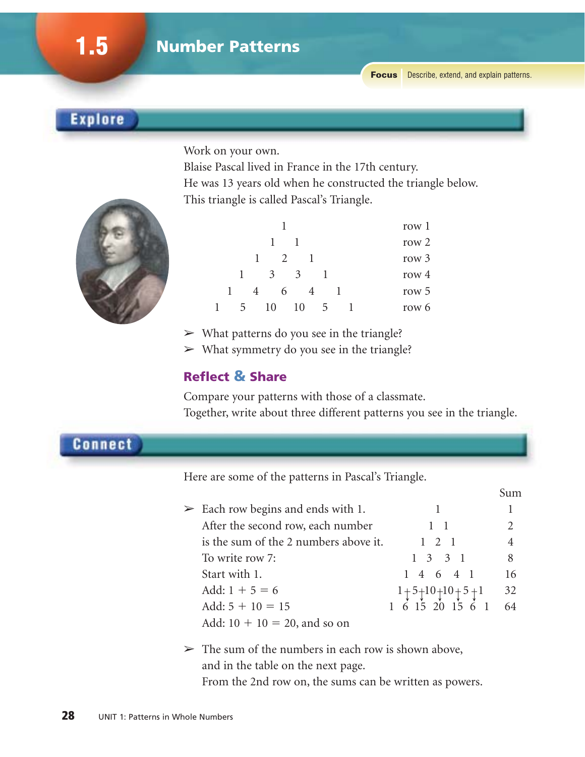# 1.5 Number Patterns

**Focus** Describe, extend, and explain patterns.

## Explore

Work on your own.
Blaise Pascal lived in France in the 17th century.
He was 13 years old when he constructed the triangle below.
This triangle is called Pascal's Triangle.

```
                 1                    row 1
              1     1                 row 2
           1     2     1              row 3
        1     3     3     1           row 4
     1     4     6     4     1        row 5
  1     5    10    10     5     1     row 6
```

- What patterns do you see in the triangle?
- What symmetry do you see in the triangle?

### Reflect & Share

Compare your patterns with those of a classmate.
Together, write about three different patterns you see in the triangle.

## Connect

Here are some of the patterns in Pascal's Triangle.

- Each row begins and ends with 1.
  After the second row, each number is the sum of the 2 numbers above it.
  To write row 7:
  Start with 1.
  Add: $1 + 5 = 6$
  Add: $5 + 10 = 15$
  Add: $10 + 10 = 20$, and so on

```
                                   Sum
            1                       1
          1   1                     2
        1   2   1                   4
      1   3   3   1                 8
    1   4   6   4   1              16
  1   5  10  10   5   1            32
1   6  15  20  15   6   1          64
```

- The sum of the numbers in each row is shown above, and in the table on the next page.
  From the 2nd row on, the sums can be written as powers.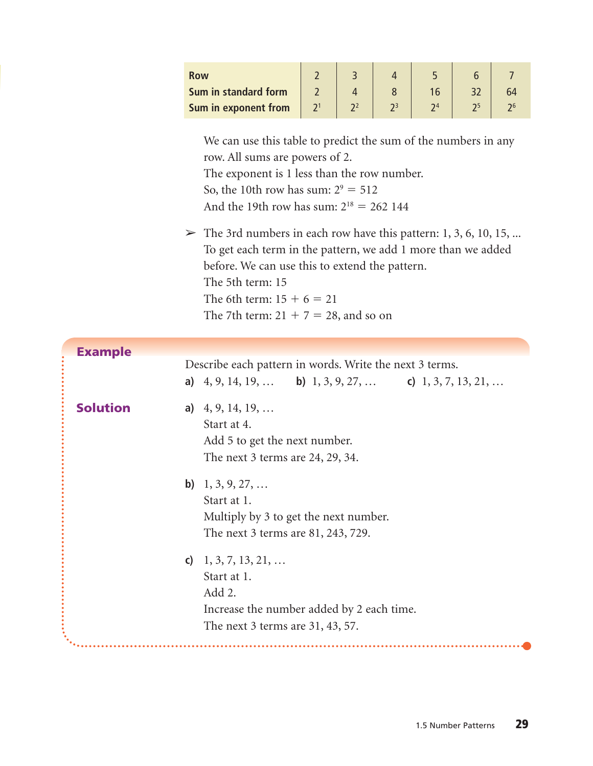| Row | 2 | 3 | 4 | 5 | 6 | 7 |
|---|---|---|---|---|---|---|
| Sum in standard form | 2 | 4 | 8 | 16 | 32 | 64 |
| Sum in exponent from | $2^1$ | $2^2$ | $2^3$ | $2^4$ | $2^5$ | $2^6$ |

We can use this table to predict the sum of the numbers in any row. All sums are powers of 2.
The exponent is 1 less than the row number.
So, the 10th row has sum: $2^9 = 512$
And the 19th row has sum: $2^{18} = 262\ 144$

➢ The 3rd numbers in each row have this pattern: 1, 3, 6, 10, 15, ...
To get each term in the pattern, we add 1 more than we added before. We can use this to extend the pattern.
The 5th term: 15
The 6th term: $15 + 6 = 21$
The 7th term: $21 + 7 = 28$, and so on

## Example

Describe each pattern in words. Write the next 3 terms.

**a)** 4, 9, 14, 19, … **b)** 1, 3, 9, 27, … **c)** 1, 3, 7, 13, 21, …

## Solution

**a)** 4, 9, 14, 19, …
Start at 4.
Add 5 to get the next number.
The next 3 terms are 24, 29, 34.

**b)** 1, 3, 9, 27, …
Start at 1.
Multiply by 3 to get the next number.
The next 3 terms are 81, 243, 729.

**c)** 1, 3, 7, 13, 21, …
Start at 1.
Add 2.
Increase the number added by 2 each time.
The next 3 terms are 31, 43, 57.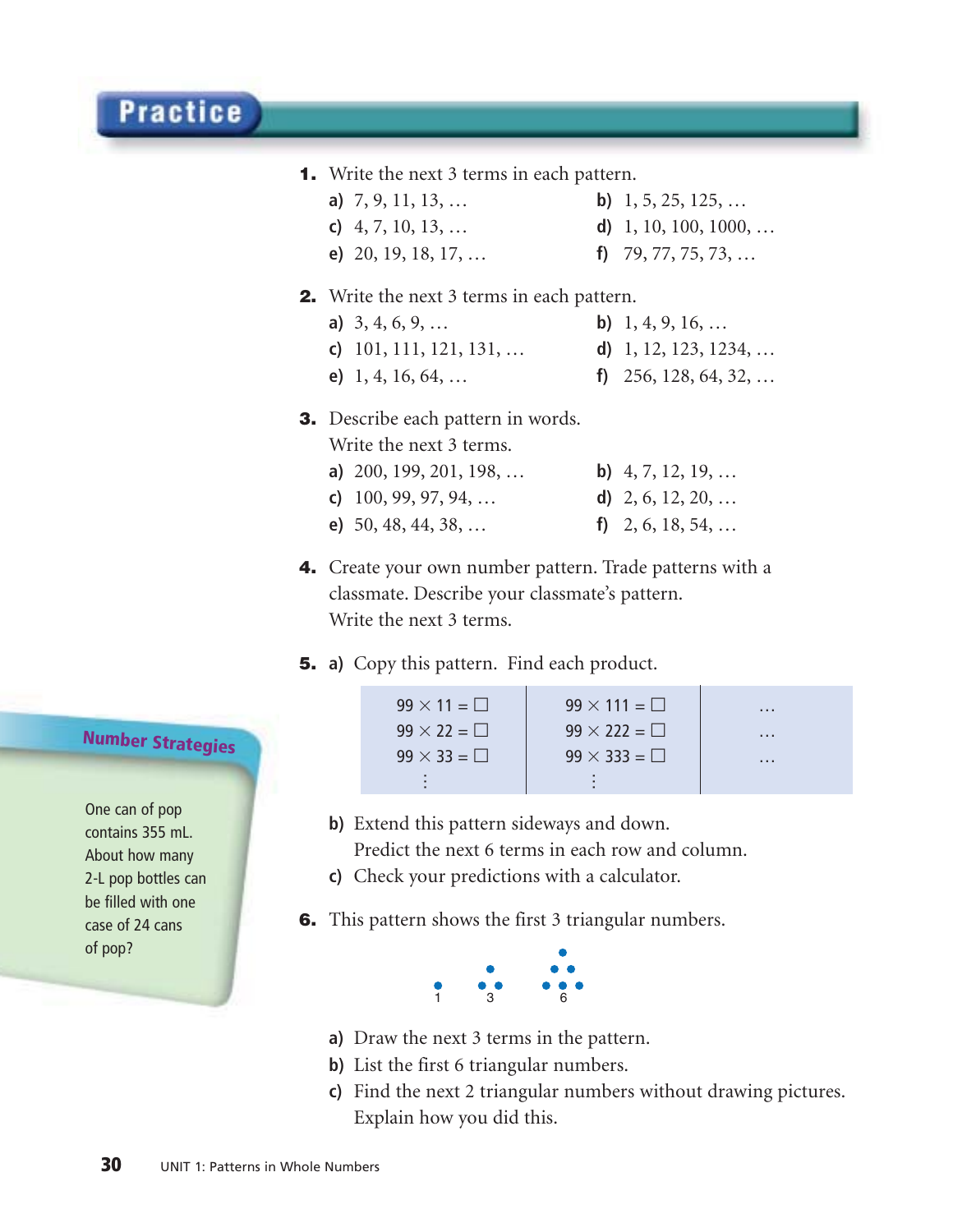## Practice

1. Write the next 3 terms in each pattern.
   - a) 7, 9, 11, 13, …
   - b) 1, 5, 25, 125, …
   - c) 4, 7, 10, 13, …
   - d) 1, 10, 100, 1000, …
   - e) 20, 19, 18, 17, …
   - f) 79, 77, 75, 73, …

2. Write the next 3 terms in each pattern.
   - a) 3, 4, 6, 9, …
   - b) 1, 4, 9, 16, …
   - c) 101, 111, 121, 131, …
   - d) 1, 12, 123, 1234, …
   - e) 1, 4, 16, 64, …
   - f) 256, 128, 64, 32, …

3. Describe each pattern in words.
   Write the next 3 terms.
   - a) 200, 199, 201, 198, …
   - b) 4, 7, 12, 19, …
   - c) 100, 99, 97, 94, …
   - d) 2, 6, 12, 20, …
   - e) 50, 48, 44, 38, …
   - f) 2, 6, 18, 54, …

4. Create your own number pattern. Trade patterns with a classmate. Describe your classmate's pattern.
   Write the next 3 terms.

5. a) Copy this pattern. Find each product.

| | | |
|---|---|---|
| $99 \times 11 = \square$ | $99 \times 111 = \square$ | … |
| $99 \times 22 = \square$ | $99 \times 222 = \square$ | … |
| $99 \times 33 = \square$ | $99 \times 333 = \square$ | … |
| ⋮ | ⋮ | |

   b) Extend this pattern sideways and down.
   Predict the next 6 terms in each row and column.

   c) Check your predictions with a calculator.

6. This pattern shows the first 3 triangular numbers.

   1 3 6

   - a) Draw the next 3 terms in the pattern.
   - b) List the first 6 triangular numbers.
   - c) Find the next 2 triangular numbers without drawing pictures.
     Explain how you did this.

**Number Strategies**

One can of pop contains 355 mL. About how many 2-L pop bottles can be filled with one case of 24 cans of pop?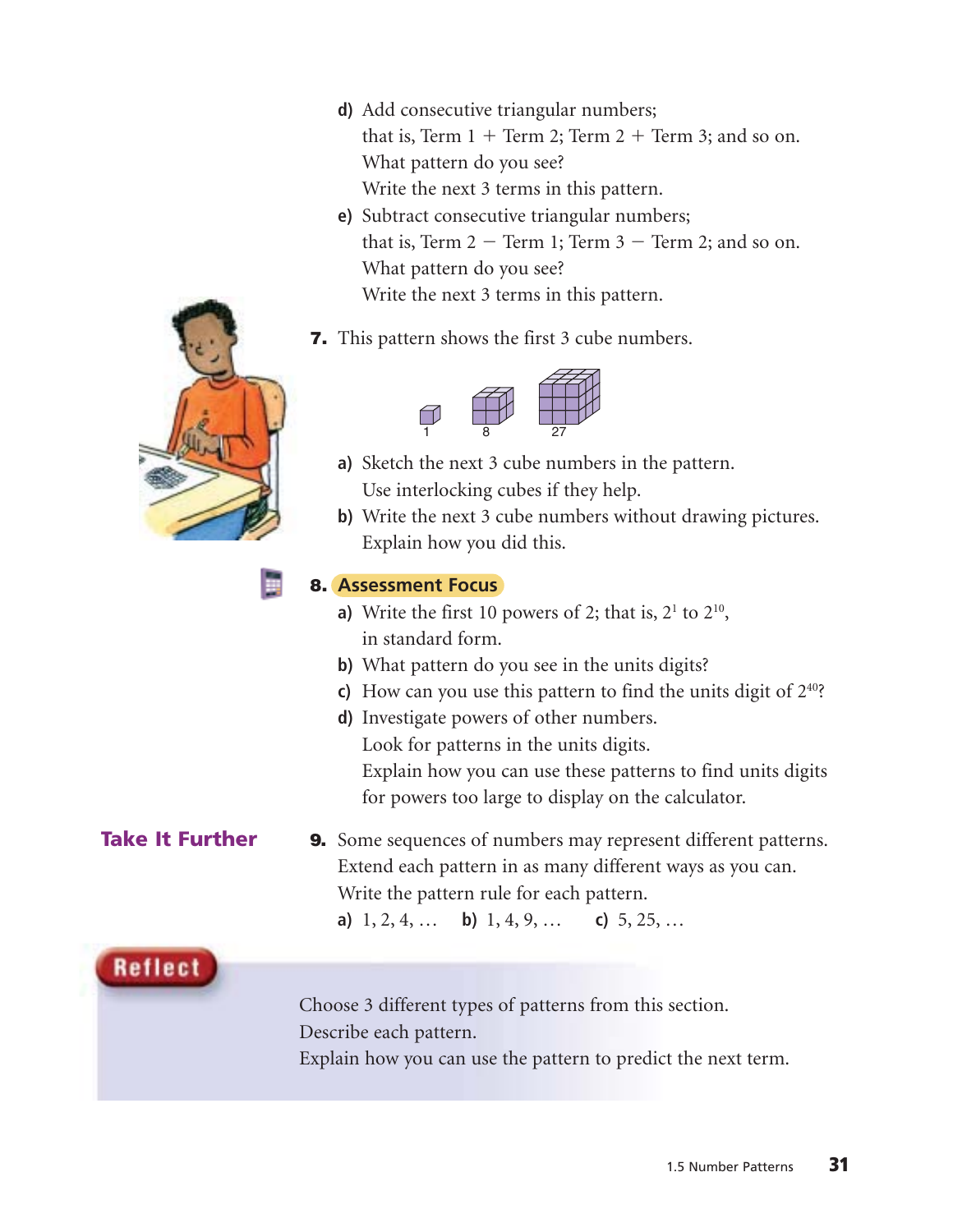d) Add consecutive triangular numbers;
that is, Term 1 + Term 2; Term 2 + Term 3; and so on.
What pattern do you see?
Write the next 3 terms in this pattern.

e) Subtract consecutive triangular numbers;
that is, Term 2 − Term 1; Term 3 − Term 2; and so on.
What pattern do you see?
Write the next 3 terms in this pattern.

**7.** This pattern shows the first 3 cube numbers.

1 8 27

a) Sketch the next 3 cube numbers in the pattern.
Use interlocking cubes if they help.

b) Write the next 3 cube numbers without drawing pictures.
Explain how you did this.

**8. Assessment Focus**

a) Write the first 10 powers of 2; that is, $2^1$ to $2^{10}$, in standard form.

b) What pattern do you see in the units digits?

c) How can you use this pattern to find the units digit of $2^{40}$?

d) Investigate powers of other numbers.
Look for patterns in the units digits.
Explain how you can use these patterns to find units digits for powers too large to display on the calculator.

## Take It Further

**9.** Some sequences of numbers may represent different patterns.
Extend each pattern in as many different ways as you can.
Write the pattern rule for each pattern.

a) 1, 2, 4, … b) 1, 4, 9, … c) 5, 25, …

## Reflect

Choose 3 different types of patterns from this section.
Describe each pattern.
Explain how you can use the pattern to predict the next term.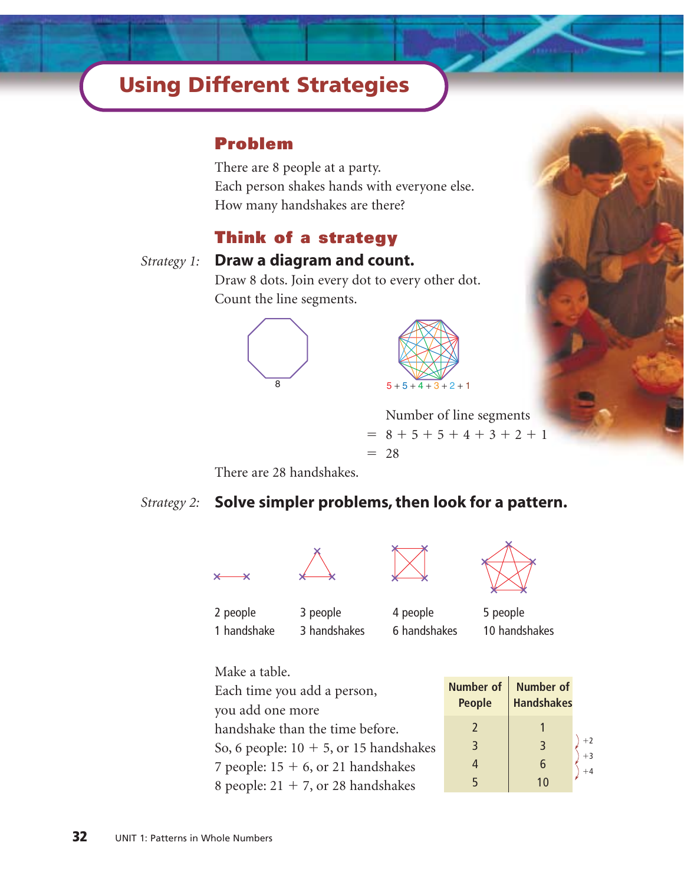# Using Different Strategies

## Problem

There are 8 people at a party.
Each person shakes hands with everyone else.
How many handshakes are there?

## Think of a strategy

*Strategy 1:* **Draw a diagram and count.**

Draw 8 dots. Join every dot to every other dot.
Count the line segments.

8

5 + 5 + 4 + 3 + 2 + 1

Number of line segments
$= 8 + 5 + 5 + 4 + 3 + 2 + 1$
$= 28$

There are 28 handshakes.

*Strategy 2:* **Solve simpler problems, then look for a pattern.**

2 people
1 handshake

3 people
3 handshakes

4 people
6 handshakes

5 people
10 handshakes

Make a table.
Each time you add a person,
you add one more
handshake than the time before.
So, 6 people: $10 + 5$, or 15 handshakes
7 people: $15 + 6$, or 21 handshakes
8 people: $21 + 7$, or 28 handshakes

| Number of People | Number of Handshakes |
|---|---|
| 2 | 1 |
| 3 | 3 |
| 4 | 6 |
| 5 | 10 |

+2
+3
+4